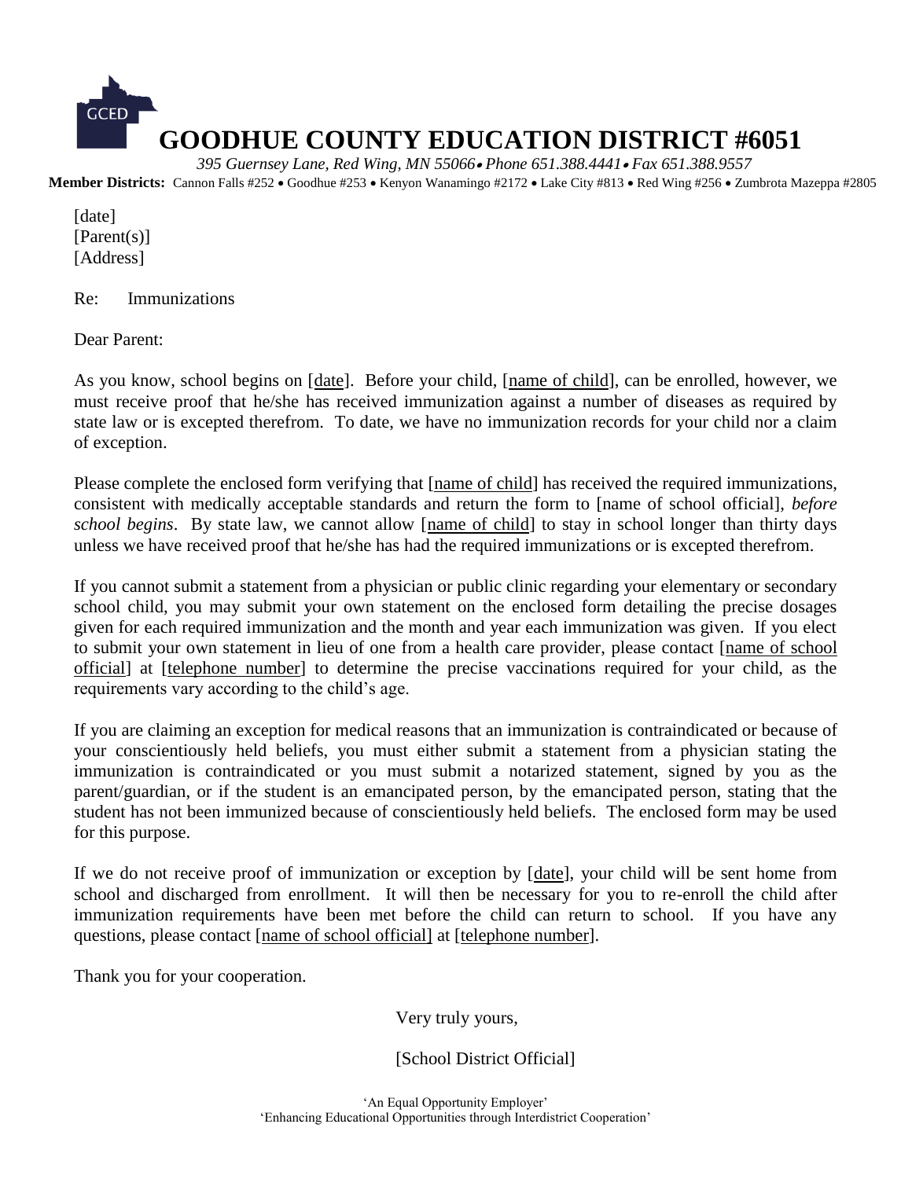# GOODHUE COUNTY EDUCATION DISTRICT #6051

*395 Guernsey Lane, Red Wing, MN 55066 • Phone 651.388.4441 • Fax 651.388.9557*

**Member Districts:** Cannon Falls #252 • Goodhue #253 • Kenyon Wanamingo #2172 • Lake City #813 • Red Wing #256 • Zumbrota Mazeppa #2805

[date]
[Parent(s)]
[Address]

Re: Immunizations

Dear Parent:

As you know, school begins on [date]. Before your child, [name of child], can be enrolled, however, we must receive proof that he/she has received immunization against a number of diseases as required by state law or is excepted therefrom. To date, we have no immunization records for your child nor a claim of exception.

Please complete the enclosed form verifying that [name of child] has received the required immunizations, consistent with medically acceptable standards and return the form to [name of school official], *before school begins*. By state law, we cannot allow [name of child] to stay in school longer than thirty days unless we have received proof that he/she has had the required immunizations or is excepted therefrom.

If you cannot submit a statement from a physician or public clinic regarding your elementary or secondary school child, you may submit your own statement on the enclosed form detailing the precise dosages given for each required immunization and the month and year each immunization was given. If you elect to submit your own statement in lieu of one from a health care provider, please contact [name of school official] at [telephone number] to determine the precise vaccinations required for your child, as the requirements vary according to the child's age.

If you are claiming an exception for medical reasons that an immunization is contraindicated or because of your conscientiously held beliefs, you must either submit a statement from a physician stating the immunization is contraindicated or you must submit a notarized statement, signed by you as the parent/guardian, or if the student is an emancipated person, by the emancipated person, stating that the student has not been immunized because of conscientiously held beliefs. The enclosed form may be used for this purpose.

If we do not receive proof of immunization or exception by [date], your child will be sent home from school and discharged from enrollment. It will then be necessary for you to re-enroll the child after immunization requirements have been met before the child can return to school. If you have any questions, please contact [name of school official] at [telephone number].

Thank you for your cooperation.

Very truly yours,

[School District Official]

'An Equal Opportunity Employer'
'Enhancing Educational Opportunities through Interdistrict Cooperation'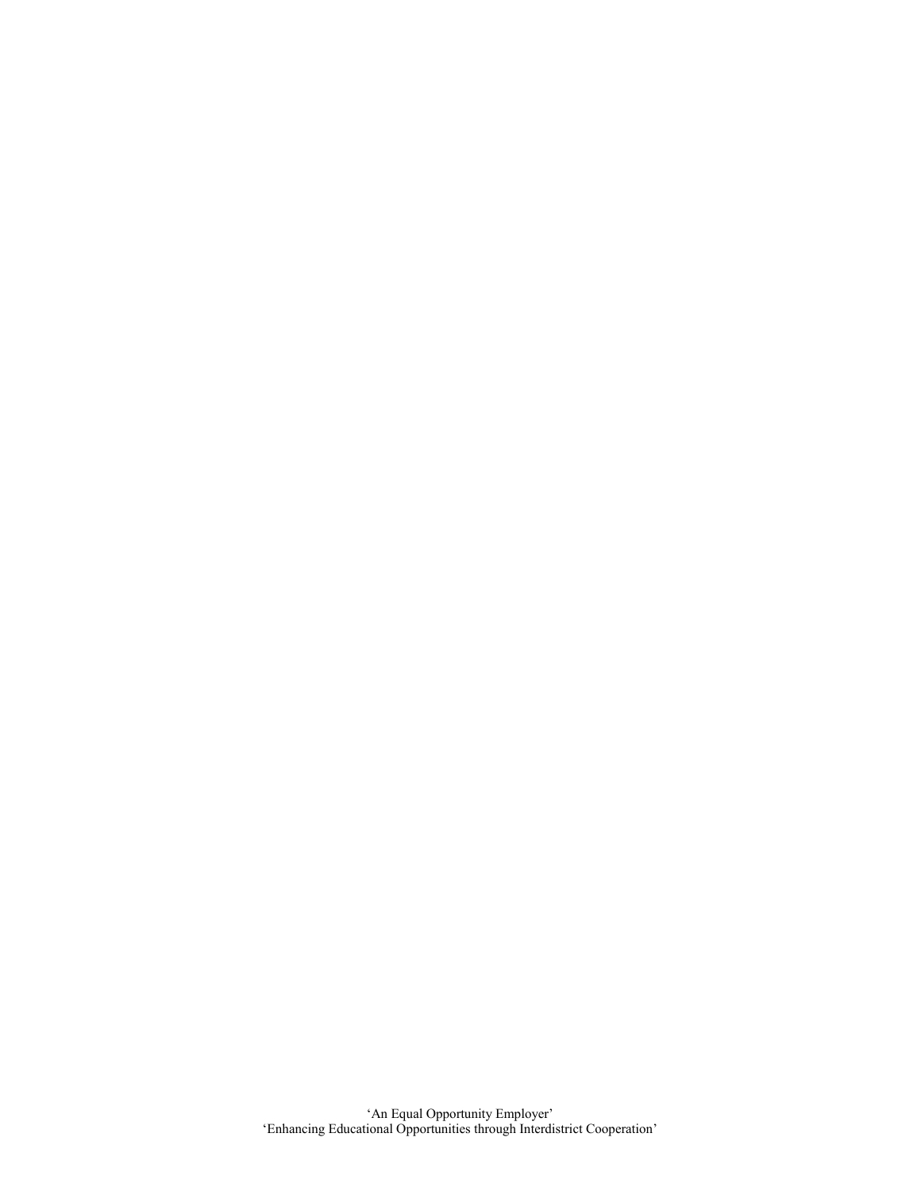‘An Equal Opportunity Employer’
‘Enhancing Educational Opportunities through Interdistrict Cooperation’